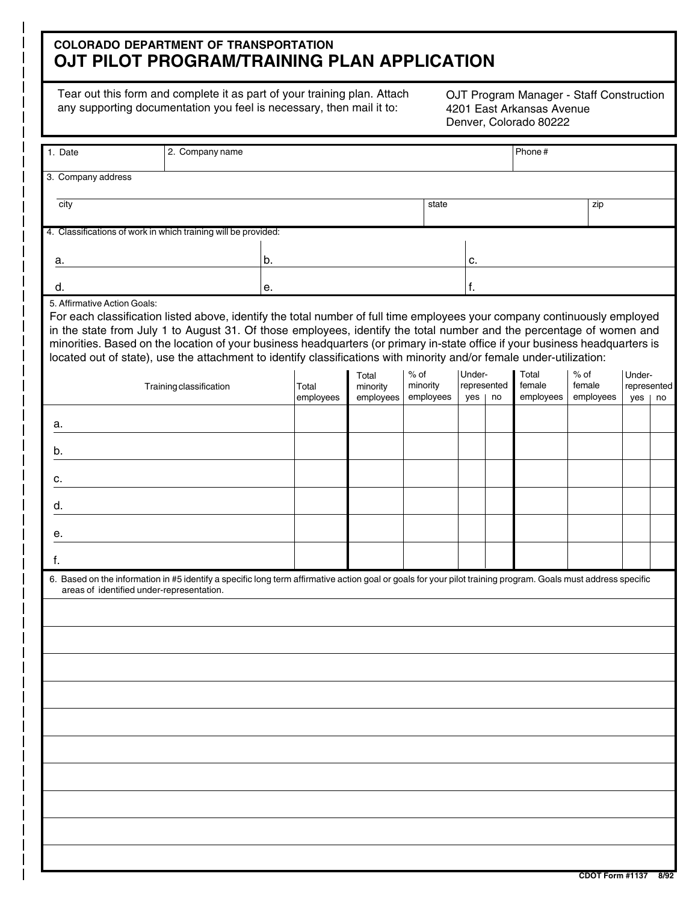COLORADO DEPARTMENT OF TRANSPORTATION

# OJT PILOT PROGRAM/TRAINING PLAN APPLICATION

Tear out this form and complete it as part of your training plan. Attach any supporting documentation you feel is necessary, then mail it to:

OJT Program Manager - Staff Construction
4201 East Arkansas Avenue
Denver, Colorado 80222

| 1. Date | 2. Company name | Phone # |
|---|---|---|
| | | |

3. Company address

| city | state | zip |
|---|---|---|
| | | |

4. Classifications of work in which training will be provided:

| | | |
|---|---|---|
| a. | b. | c. |
| d. | e. | f. |

5. Affirmative Action Goals:
For each classification listed above, identify the total number of full time employees your company continuously employed in the state from July 1 to August 31. Of those employees, identify the total number and the percentage of women and minorities. Based on the location of your business headquarters (or primary in-state office if your business headquarters is located out of state), use the attachment to identify classifications with minority and/or female under-utilization:

| Training classification | Total employees | Total minority employees | % of minority employees | Under-represented | | Total female employees | % of female employees | Under-represented | |
|---|---|---|---|---|---|---|---|---|---|
| | | | | yes | no | | | yes | no |
| a. | | | | | | | | | |
| b. | | | | | | | | | |
| c. | | | | | | | | | |
| d. | | | | | | | | | |
| e. | | | | | | | | | |
| f. | | | | | | | | | |

6. Based on the information in #5 identify a specific long term affirmative action goal or goals for your pilot training program. Goals must address specific areas of identified under-representation.

CDOT Form #1137 8/92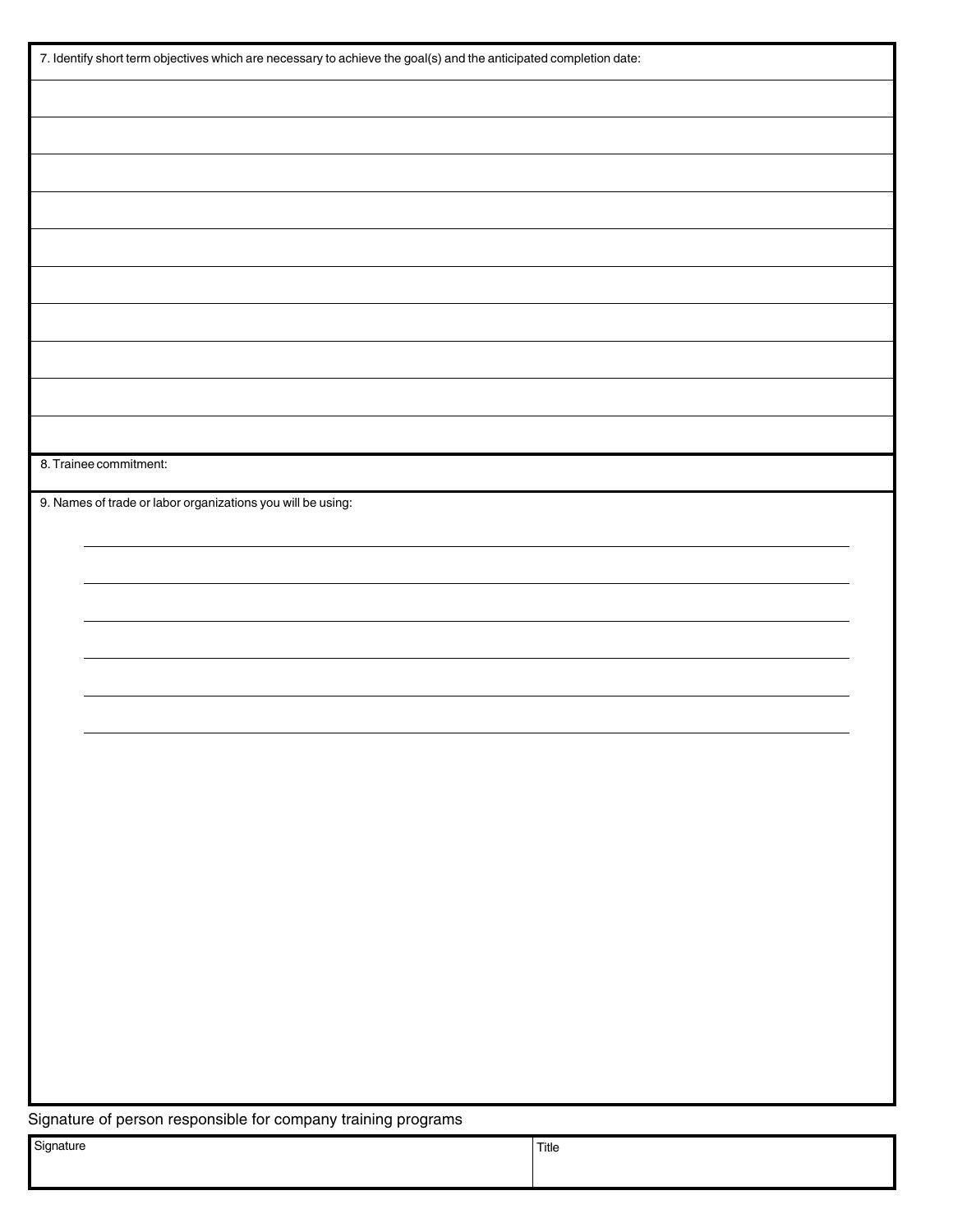7. Identify short term objectives which are necessary to achieve the goal(s) and the anticipated completion date:

8. Trainee commitment:

9. Names of trade or labor organizations you will be using:

Signature of person responsible for company training programs

| Signature | Title |
| --- | --- |
| | |